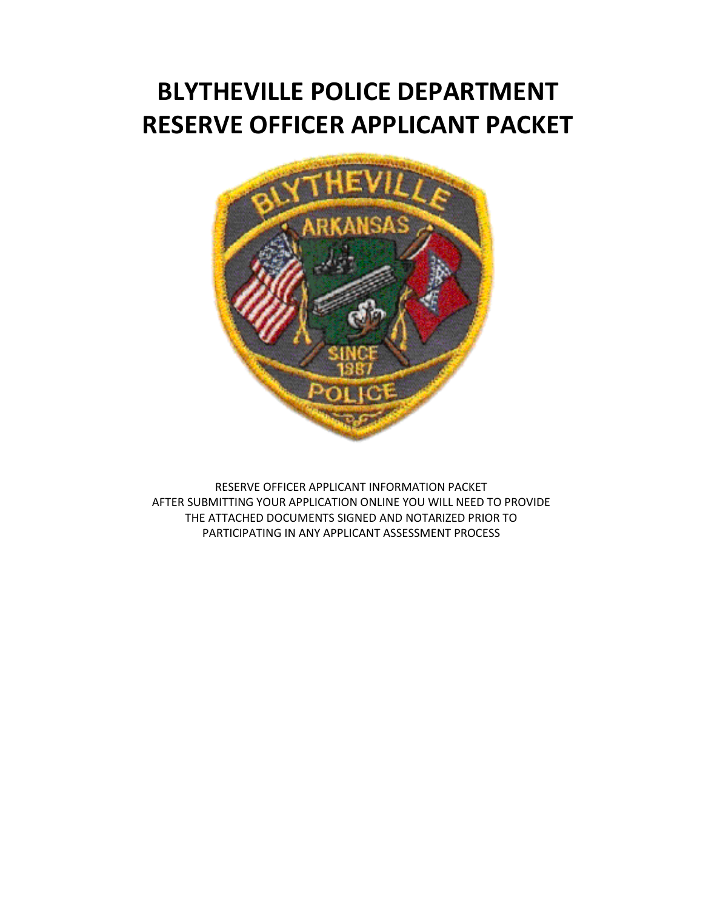# BLYTHEVILLE POLICE DEPARTMENT
# RESERVE OFFICER APPLICANT PACKET

RESERVE OFFICER APPLICANT INFORMATION PACKET
AFTER SUBMITTING YOUR APPLICATION ONLINE YOU WILL NEED TO PROVIDE
THE ATTACHED DOCUMENTS SIGNED AND NOTARIZED PRIOR TO
PARTICIPATING IN ANY APPLICANT ASSESSMENT PROCESS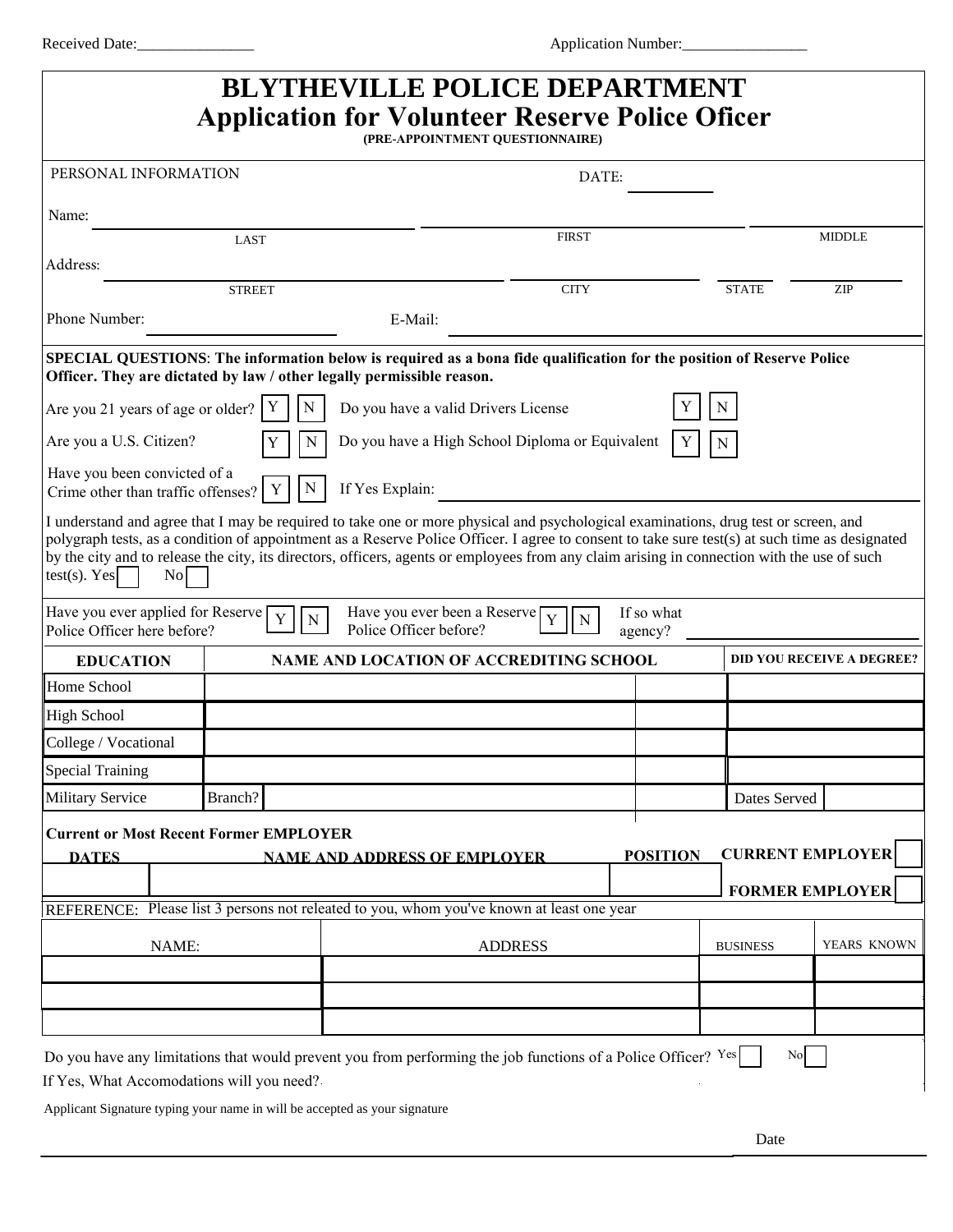Received Date:_______________ Application Number:________________

# BLYTHEVILLE POLICE DEPARTMENT
## Application for Volunteer Reserve Police Oficer
**(PRE-APPOINTMENT QUESTIONNAIRE)**

PERSONAL INFORMATION DATE: __________

Name: ______________________ ______________________ ______________________
LAST FIRST MIDDLE

Address: ______________________ ______________________ ________ ________
STREET CITY STATE ZIP

Phone Number: ______________________ E-Mail: ______________________

**SPECIAL QUESTIONS**: **The information below is required as a bona fide qualification for the position of Reserve Police Officer. They are dictated by law / other legally permissible reason.**

Are you 21 years of age or older? Y N Do you have a valid Drivers License Y N

Are you a U.S. Citizen? Y N Do you have a High School Diploma or Equivalent Y N

Have you been convicted of a Crime other than traffic offenses? Y N If Yes Explain: ______________________

I understand and agree that I may be required to take one or more physical and psychological examinations, drug test or screen, and polygraph tests, as a condition of appointment as a Reserve Police Officer. I agree to consent to take sure test(s) at such time as designated by the city and to release the city, its directors, officers, agents or employees from any claim arising in connection with the use of such test(s). Yes ☐ No ☐

Have you ever applied for Reserve Police Officer here before? Y N Have you ever been a Reserve Police Officer before? Y N If so what agency? ______________________

| **EDUCATION** | **NAME AND LOCATION OF ACCREDITING SCHOOL** | | **DID YOU RECEIVE A DEGREE?** |
|---|---|---|---|
| Home School | | | |
| High School | | | |
| College / Vocational | | | |
| Special Training | | | |
| Military Service | Branch? | | Dates Served |

**Current or Most Recent Former EMPLOYER**

| **DATES** | **NAME AND ADDRESS OF EMPLOYER** | **POSITION** | **CURRENT EMPLOYER** ☐ / **FORMER EMPLOYER** ☐ |
|---|---|---|---|
| | | | |

REFERENCE: Please list 3 persons not releated to you, whom you've known at least one year

| NAME: | ADDRESS | BUSINESS | YEARS KNOWN |
|---|---|---|---|
| | | | |
| | | | |
| | | | |

Do you have any limitations that would prevent you from performing the job functions of a Police Officer? Yes ☐ No ☐

If Yes, What Accomodations will you need?

Applicant Signature typing your name in will be accepted as your signature

______________________________________ Date ______________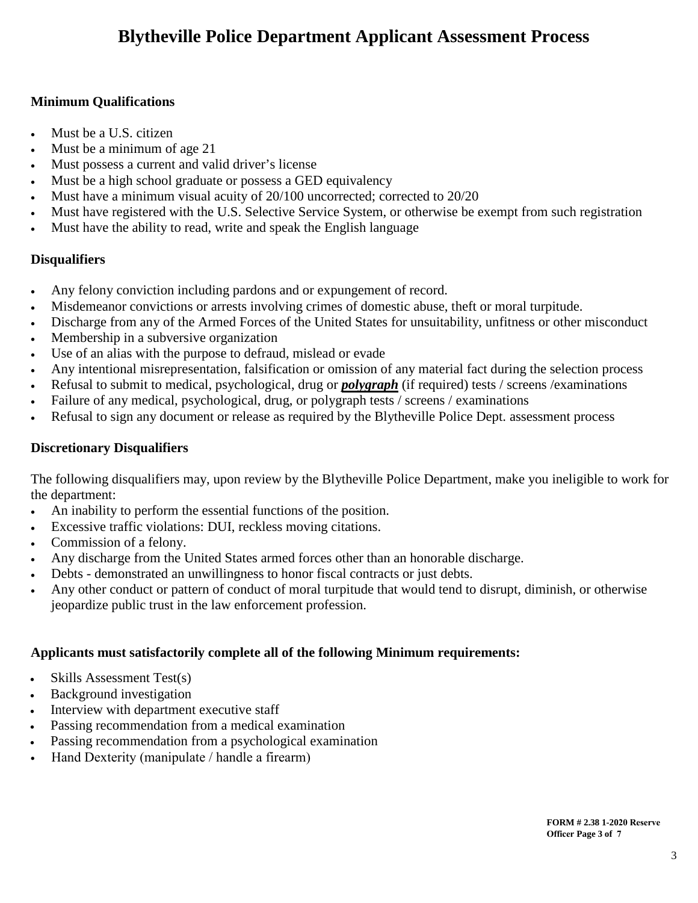# Blytheville Police Department Applicant Assessment Process

**Minimum Qualifications**

- Must be a U.S. citizen
- Must be a minimum of age 21
- Must possess a current and valid driver's license
- Must be a high school graduate or possess a GED equivalency
- Must have a minimum visual acuity of 20/100 uncorrected; corrected to 20/20
- Must have registered with the U.S. Selective Service System, or otherwise be exempt from such registration
- Must have the ability to read, write and speak the English language

**Disqualifiers**

- Any felony conviction including pardons and or expungement of record.
- Misdemeanor convictions or arrests involving crimes of domestic abuse, theft or moral turpitude.
- Discharge from any of the Armed Forces of the United States for unsuitability, unfitness or other misconduct
- Membership in a subversive organization
- Use of an alias with the purpose to defraud, mislead or evade
- Any intentional misrepresentation, falsification or omission of any material fact during the selection process
- Refusal to submit to medical, psychological, drug or ***polygraph*** (if required) tests / screens /examinations
- Failure of any medical, psychological, drug, or polygraph tests / screens / examinations
- Refusal to sign any document or release as required by the Blytheville Police Dept. assessment process

**Discretionary Disqualifiers**

The following disqualifiers may, upon review by the Blytheville Police Department, make you ineligible to work for the department:

- An inability to perform the essential functions of the position.
- Excessive traffic violations: DUI, reckless moving citations.
- Commission of a felony.
- Any discharge from the United States armed forces other than an honorable discharge.
- Debts - demonstrated an unwillingness to honor fiscal contracts or just debts.
- Any other conduct or pattern of conduct of moral turpitude that would tend to disrupt, diminish, or otherwise jeopardize public trust in the law enforcement profession.

**Applicants must satisfactorily complete all of the following Minimum requirements:**

- Skills Assessment Test(s)
- Background investigation
- Interview with department executive staff
- Passing recommendation from a medical examination
- Passing recommendation from a psychological examination
- Hand Dexterity (manipulate / handle a firearm)

**FORM # 2.38 1-2020 Reserve Officer**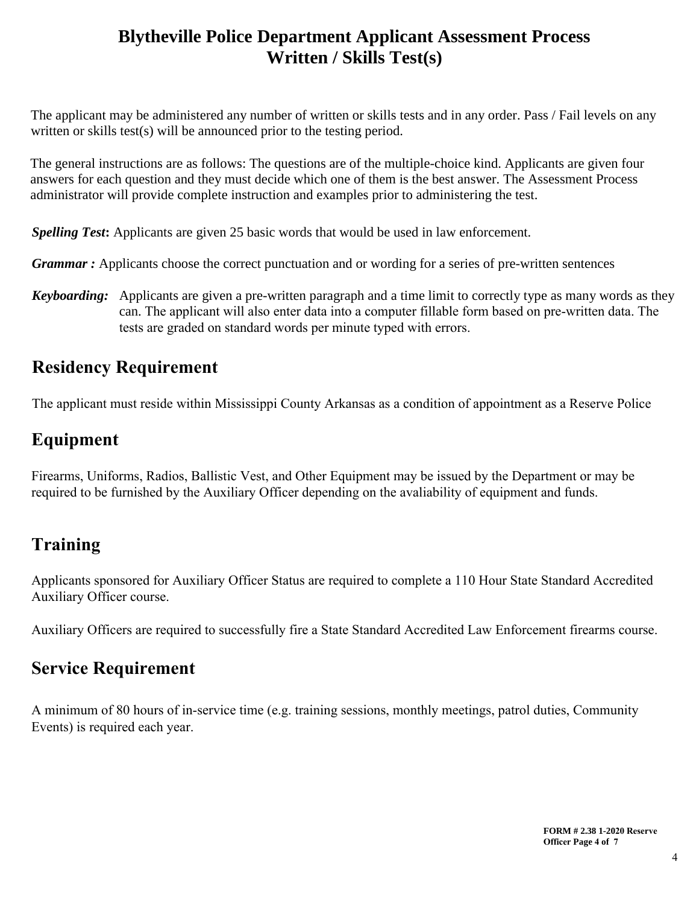# Blytheville Police Department Applicant Assessment Process
# Written / Skills Test(s)

The applicant may be administered any number of written or skills tests and in any order. Pass / Fail levels on any written or skills test(s) will be announced prior to the testing period.

The general instructions are as follows: The questions are of the multiple-choice kind. Applicants are given four answers for each question and they must decide which one of them is the best answer. The Assessment Process administrator will provide complete instruction and examples prior to administering the test.

***Spelling Test*:** Applicants are given 25 basic words that would be used in law enforcement.

***Grammar :*** Applicants choose the correct punctuation and or wording for a series of pre-written sentences

***Keyboarding:*** Applicants are given a pre-written paragraph and a time limit to correctly type as many words as they can. The applicant will also enter data into a computer fillable form based on pre-written data. The tests are graded on standard words per minute typed with errors.

## Residency Requirement

The applicant must reside within Mississippi County Arkansas as a condition of appointment as a Reserve Police

## Equipment

Firearms, Uniforms, Radios, Ballistic Vest, and Other Equipment may be issued by the Department or may be required to be furnished by the Auxiliary Officer depending on the avaliability of equipment and funds.

## Training

Applicants sponsored for Auxiliary Officer Status are required to complete a 110 Hour State Standard Accredited Auxiliary Officer course.

Auxiliary Officers are required to successfully fire a State Standard Accredited Law Enforcement firearms course.

## Service Requirement

A minimum of 80 hours of in-service time (e.g. training sessions, monthly meetings, patrol duties, Community Events) is required each year.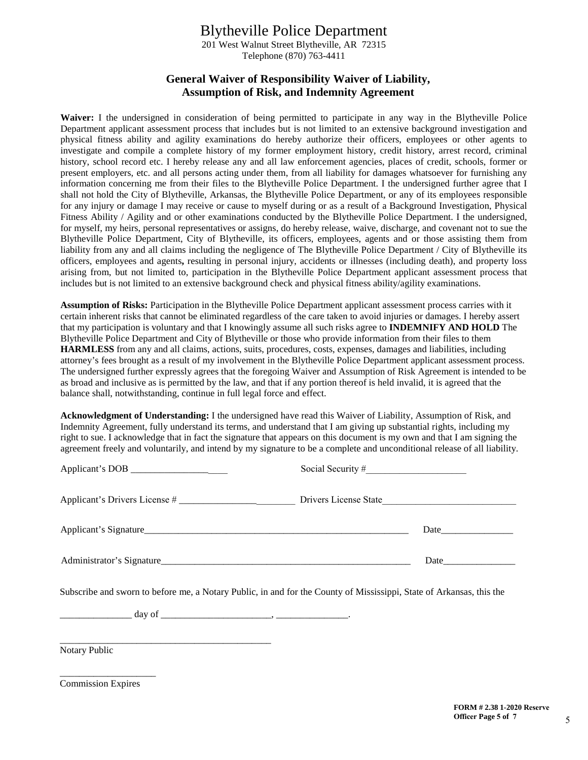# Blytheville Police Department

201 West Walnut Street Blytheville, AR 72315
Telephone (870) 763-4411

## General Waiver of Responsibility Waiver of Liability, Assumption of Risk, and Indemnity Agreement

**Waiver:** I the undersigned in consideration of being permitted to participate in any way in the Blytheville Police Department applicant assessment process that includes but is not limited to an extensive background investigation and physical fitness ability and agility examinations do hereby authorize their officers, employees or other agents to investigate and compile a complete history of my former employment history, credit history, arrest record, criminal history, school record etc. I hereby release any and all law enforcement agencies, places of credit, schools, former or present employers, etc. and all persons acting under them, from all liability for damages whatsoever for furnishing any information concerning me from their files to the Blytheville Police Department. I the undersigned further agree that I shall not hold the City of Blytheville, Arkansas, the Blytheville Police Department, or any of its employees responsible for any injury or damage I may receive or cause to myself during or as a result of a Background Investigation, Physical Fitness Ability / Agility and or other examinations conducted by the Blytheville Police Department. I the undersigned, for myself, my heirs, personal representatives or assigns, do hereby release, waive, discharge, and covenant not to sue the Blytheville Police Department, City of Blytheville, its officers, employees, agents and or those assisting them from liability from any and all claims including the negligence of The Blytheville Police Department / City of Blytheville its officers, employees and agents**,** resulting in personal injury, accidents or illnesses (including death), and property loss arising from, but not limited to, participation in the Blytheville Police Department applicant assessment process that includes but is not limited to an extensive background check and physical fitness ability/agility examinations.

**Assumption of Risks:** Participation in the Blytheville Police Department applicant assessment process carries with it certain inherent risks that cannot be eliminated regardless of the care taken to avoid injuries or damages. I hereby assert that my participation is voluntary and that I knowingly assume all such risks agree to **INDEMNIFY AND HOLD** The Blytheville Police Department and City of Blytheville or those who provide information from their files to them **HARMLESS** from any and all claims, actions, suits, procedures, costs, expenses, damages and liabilities, including attorney's fees brought as a result of my involvement in the Blytheville Police Department applicant assessment process. The undersigned further expressly agrees that the foregoing Waiver and Assumption of Risk Agreement is intended to be as broad and inclusive as is permitted by the law, and that if any portion thereof is held invalid, it is agreed that the balance shall, notwithstanding, continue in full legal force and effect.

**Acknowledgment of Understanding:** I the undersigned have read this Waiver of Liability, Assumption of Risk, and Indemnity Agreement, fully understand its terms, and understand that I am giving up substantial rights, including my right to sue. I acknowledge that in fact the signature that appears on this document is my own and that I am signing the agreement freely and voluntarily, and intend by my signature to be a complete and unconditional release of all liability.

Applicant's DOB _____________________ Social Security #_____________________

Applicant's Drivers License # _________________________ Drivers License State___________________________

Applicant's Signature_________________________________________________________ Date_______________

Administrator's Signature______________________________________________________ Date_______________

Subscribe and sworn to before me, a Notary Public, in and for the County of Mississippi, State of Arkansas, this the

_______________ day of _______________________, _______________.

_____________________________________________
Notary Public

____________________
Commission Expires

**FORM # 2.38 1-2020 Reserve Officer**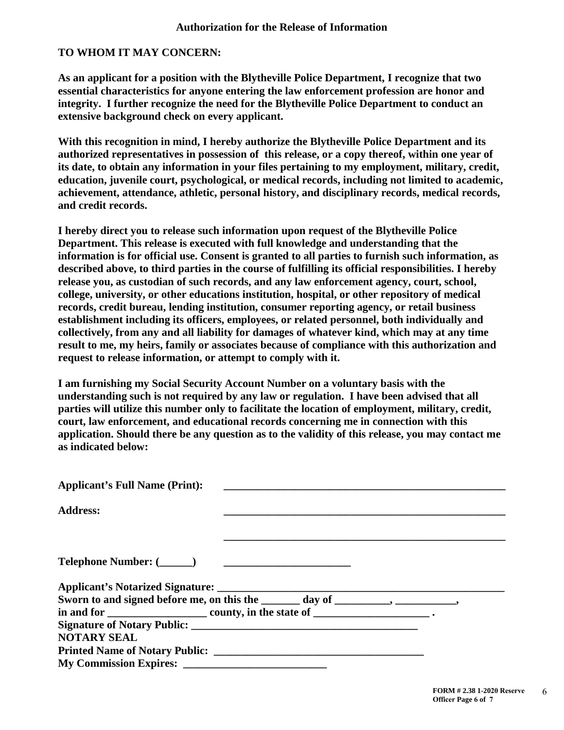## Authorization for the Release of Information

**TO WHOM IT MAY CONCERN:**

**As an applicant for a position with the Blytheville Police Department, I recognize that two essential characteristics for anyone entering the law enforcement profession are honor and integrity. I further recognize the need for the Blytheville Police Department to conduct an extensive background check on every applicant.**

**With this recognition in mind, I hereby authorize the Blytheville Police Department and its authorized representatives in possession of this release, or a copy thereof, within one year of its date, to obtain any information in your files pertaining to my employment, military, credit, education, juvenile court, psychological, or medical records, including not limited to academic, achievement, attendance, athletic, personal history, and disciplinary records, medical records, and credit records.**

**I hereby direct you to release such information upon request of the Blytheville Police Department. This release is executed with full knowledge and understanding that the information is for official use. Consent is granted to all parties to furnish such information, as described above, to third parties in the course of fulfilling its official responsibilities. I hereby release you, as custodian of such records, and any law enforcement agency, court, school, college, university, or other educations institution, hospital, or other repository of medical records, credit bureau, lending institution, consumer reporting agency, or retail business establishment including its officers, employees, or related personnel, both individually and collectively, from any and all liability for damages of whatever kind, which may at any time result to me, my heirs, family or associates because of compliance with this authorization and request to release information, or attempt to comply with it.**

**I am furnishing my Social Security Account Number on a voluntary basis with the understanding such is not required by any law or regulation. I have been advised that all parties will utilize this number only to facilitate the location of employment, military, credit, court, law enforcement, and educational records concerning me in connection with this application. Should there be any question as to the validity of this release, you may contact me as indicated below:**

**Applicant's Full Name (Print):** ____________________________________________________

**Address:** ____________________________________________________

____________________________________________________

**Telephone Number: (______)** _______________________

**Applicant's Notarized Signature:** ____________________________________________________

**Sworn to and signed before me, on this the _______ day of __________, ___________,**

**in and for __________________ county, in the state of _____________________ .**

**Signature of Notary Public:** ________________________________________

**NOTARY SEAL**

**Printed Name of Notary Public:** ______________________________________

**My Commission Expires:** _________________________

**FORM # 2.38 1-2020 Reserve Officer Page 6 of 7**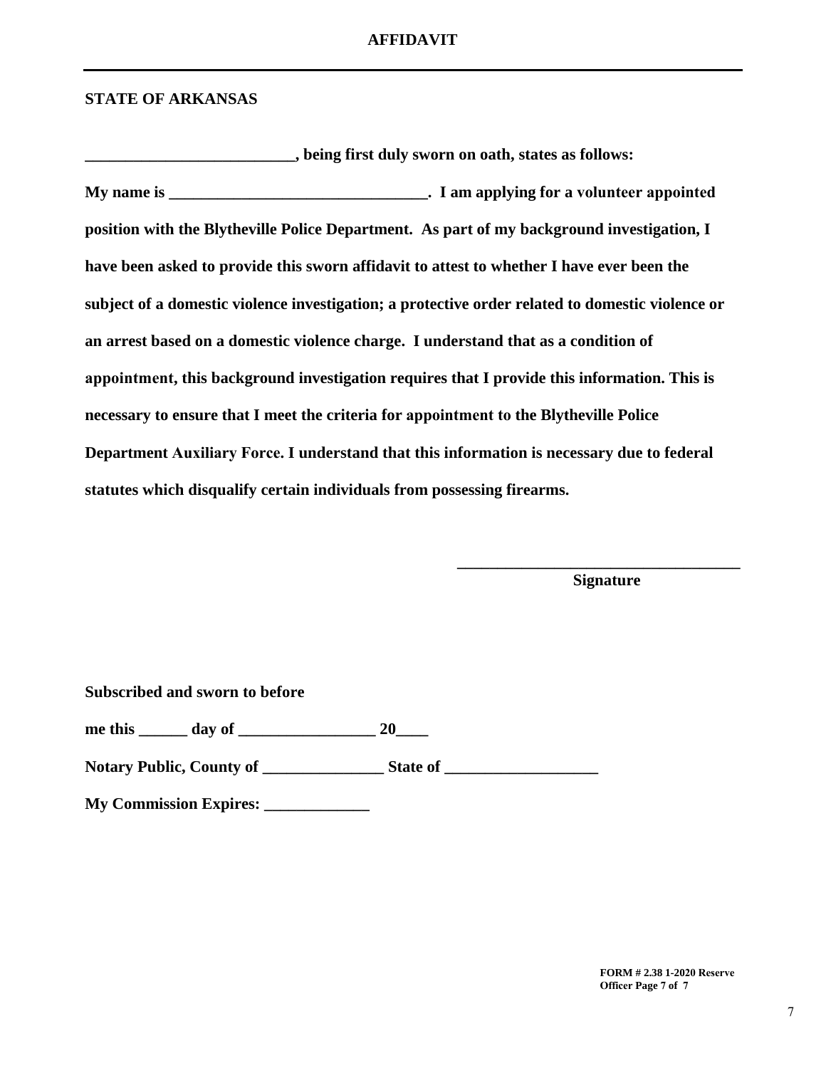# AFFIDAVIT

**STATE OF ARKANSAS**

**_________________________, being first duly sworn on oath, states as follows:**

**My name is ________________________________. I am applying for a volunteer appointed position with the Blytheville Police Department. As part of my background investigation, I have been asked to provide this sworn affidavit to attest to whether I have ever been the subject of a domestic violence investigation; a protective order related to domestic violence or an arrest based on a domestic violence charge. I understand that as a condition of appointment, this background investigation requires that I provide this information. This is necessary to ensure that I meet the criteria for appointment to the Blytheville Police Department Auxiliary Force. I understand that this information is necessary due to federal statutes which disqualify certain individuals from possessing firearms.**

**____________________________________**
**Signature**

**Subscribed and sworn to before**

**me this ______ day of _________________ 20____**

**Notary Public, County of _______________ State of ___________________**

**My Commission Expires: _____________**

**FORM # 2.38 1-2020 Reserve Officer**